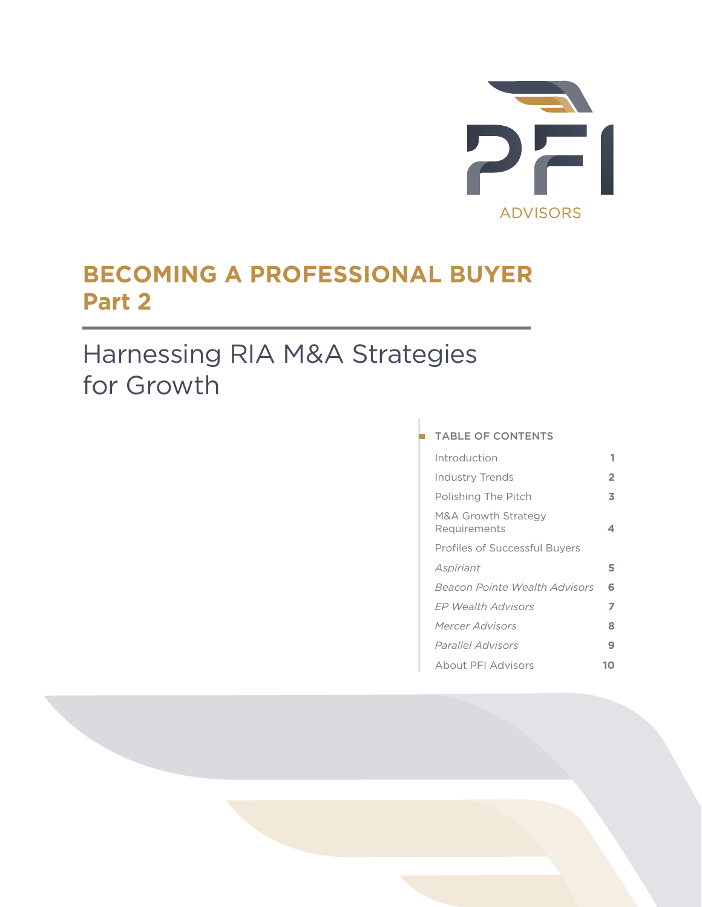PFI ADVISORS

# BECOMING A PROFESSIONAL BUYER Part 2

## Harnessing RIA M&A Strategies for Growth

TABLE OF CONTENTS

| | |
|---|---|
| Introduction | 1 |
| Industry Trends | 2 |
| Polishing The Pitch | 3 |
| M&A Growth Strategy Requirements | 4 |
| Profiles of Successful Buyers | |
| *Aspiriant* | 5 |
| *Beacon Pointe Wealth Advisors* | 6 |
| *EP Wealth Advisors* | 7 |
| *Mercer Advisors* | 8 |
| *Parallel Advisors* | 9 |
| About PFI Advisors | 10 |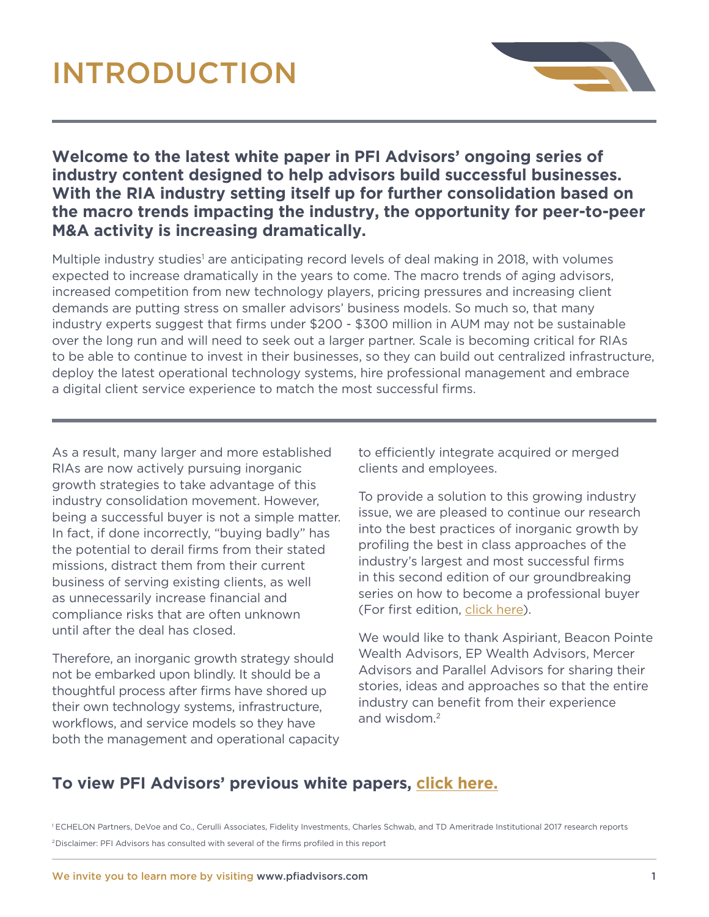# INTRODUCTION

**Welcome to the latest white paper in PFI Advisors' ongoing series of industry content designed to help advisors build successful businesses. With the RIA industry setting itself up for further consolidation based on the macro trends impacting the industry, the opportunity for peer-to-peer M&A activity is increasing dramatically.**

Multiple industry studies[1] are anticipating record levels of deal making in 2018, with volumes expected to increase dramatically in the years to come. The macro trends of aging advisors, increased competition from new technology players, pricing pressures and increasing client demands are putting stress on smaller advisors' business models. So much so, that many industry experts suggest that firms under $200 - $300 million in AUM may not be sustainable over the long run and will need to seek out a larger partner. Scale is becoming critical for RIAs to be able to continue to invest in their businesses, so they can build out centralized infrastructure, deploy the latest operational technology systems, hire professional management and embrace a digital client service experience to match the most successful firms.

As a result, many larger and more established RIAs are now actively pursuing inorganic growth strategies to take advantage of this industry consolidation movement. However, being a successful buyer is not a simple matter. In fact, if done incorrectly, "buying badly" has the potential to derail firms from their stated missions, distract them from their current business of serving existing clients, as well as unnecessarily increase financial and compliance risks that are often unknown until after the deal has closed.

Therefore, an inorganic growth strategy should not be embarked upon blindly. It should be a thoughtful process after firms have shored up their own technology systems, infrastructure, workflows, and service models so they have both the management and operational capacity to efficiently integrate acquired or merged clients and employees.

To provide a solution to this growing industry issue, we are pleased to continue our research into the best practices of inorganic growth by profiling the best in class approaches of the industry's largest and most successful firms in this second edition of our groundbreaking series on how to become a professional buyer (For first edition, click here).

We would like to thank Aspiriant, Beacon Pointe Wealth Advisors, EP Wealth Advisors, Mercer Advisors and Parallel Advisors for sharing their stories, ideas and approaches so that the entire industry can benefit from their experience and wisdom.[2]

## To view PFI Advisors' previous white papers, click here.

[1] ECHELON Partners, DeVoe and Co., Cerulli Associates, Fidelity Investments, Charles Schwab, and TD Ameritrade Institutional 2017 research reports

[2] Disclaimer: PFI Advisors has consulted with several of the firms profiled in this report

We invite you to learn more by visiting www.pfiadvisors.com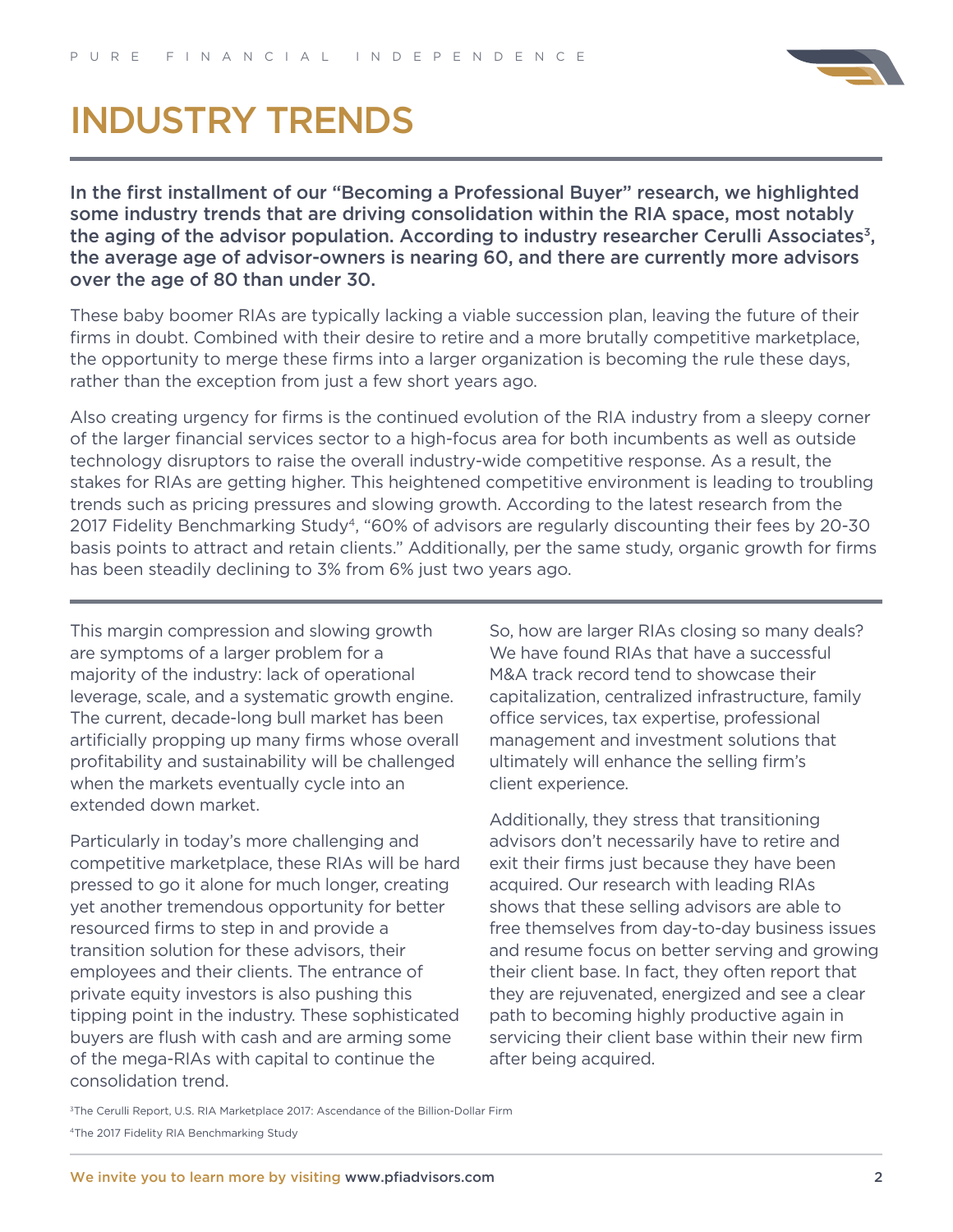# INDUSTRY TRENDS

**In the first installment of our "Becoming a Professional Buyer" research, we highlighted some industry trends that are driving consolidation within the RIA space, most notably the aging of the advisor population. According to industry researcher Cerulli Associates[3], the average age of advisor-owners is nearing 60, and there are currently more advisors over the age of 80 than under 30.**

These baby boomer RIAs are typically lacking a viable succession plan, leaving the future of their firms in doubt. Combined with their desire to retire and a more brutally competitive marketplace, the opportunity to merge these firms into a larger organization is becoming the rule these days, rather than the exception from just a few short years ago.

Also creating urgency for firms is the continued evolution of the RIA industry from a sleepy corner of the larger financial services sector to a high-focus area for both incumbents as well as outside technology disruptors to raise the overall industry-wide competitive response. As a result, the stakes for RIAs are getting higher. This heightened competitive environment is leading to troubling trends such as pricing pressures and slowing growth. According to the latest research from the 2017 Fidelity Benchmarking Study[4], "60% of advisors are regularly discounting their fees by 20-30 basis points to attract and retain clients." Additionally, per the same study, organic growth for firms has been steadily declining to 3% from 6% just two years ago.

This margin compression and slowing growth are symptoms of a larger problem for a majority of the industry: lack of operational leverage, scale, and a systematic growth engine. The current, decade-long bull market has been artificially propping up many firms whose overall profitability and sustainability will be challenged when the markets eventually cycle into an extended down market.

Particularly in today's more challenging and competitive marketplace, these RIAs will be hard pressed to go it alone for much longer, creating yet another tremendous opportunity for better resourced firms to step in and provide a transition solution for these advisors, their employees and their clients. The entrance of private equity investors is also pushing this tipping point in the industry. These sophisticated buyers are flush with cash and are arming some of the mega-RIAs with capital to continue the consolidation trend.

So, how are larger RIAs closing so many deals? We have found RIAs that have a successful M&A track record tend to showcase their capitalization, centralized infrastructure, family office services, tax expertise, professional management and investment solutions that ultimately will enhance the selling firm's client experience.

Additionally, they stress that transitioning advisors don't necessarily have to retire and exit their firms just because they have been acquired. Our research with leading RIAs shows that these selling advisors are able to free themselves from day-to-day business issues and resume focus on better serving and growing their client base. In fact, they often report that they are rejuvenated, energized and see a clear path to becoming highly productive again in servicing their client base within their new firm after being acquired.

[3]The Cerulli Report, U.S. RIA Marketplace 2017: Ascendance of the Billion-Dollar Firm

[4]The 2017 Fidelity RIA Benchmarking Study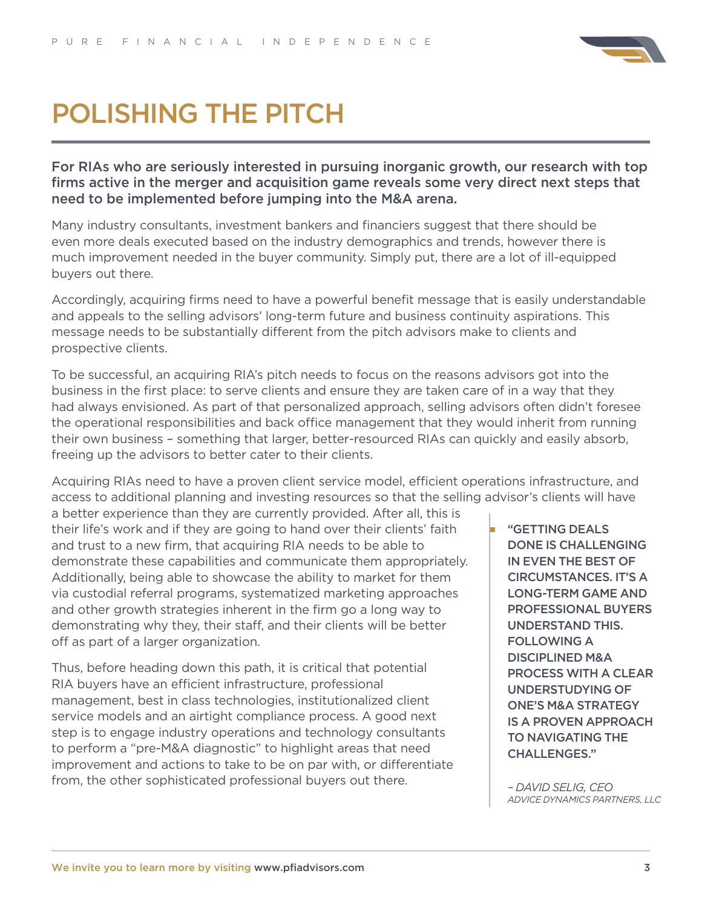# POLISHING THE PITCH

**For RIAs who are seriously interested in pursuing inorganic growth, our research with top firms active in the merger and acquisition game reveals some very direct next steps that need to be implemented before jumping into the M&A arena.**

Many industry consultants, investment bankers and financiers suggest that there should be even more deals executed based on the industry demographics and trends, however there is much improvement needed in the buyer community. Simply put, there are a lot of ill-equipped buyers out there.

Accordingly, acquiring firms need to have a powerful benefit message that is easily understandable and appeals to the selling advisors' long-term future and business continuity aspirations. This message needs to be substantially different from the pitch advisors make to clients and prospective clients.

To be successful, an acquiring RIA's pitch needs to focus on the reasons advisors got into the business in the first place: to serve clients and ensure they are taken care of in a way that they had always envisioned. As part of that personalized approach, selling advisors often didn't foresee the operational responsibilities and back office management that they would inherit from running their own business – something that larger, better-resourced RIAs can quickly and easily absorb, freeing up the advisors to better cater to their clients.

Acquiring RIAs need to have a proven client service model, efficient operations infrastructure, and access to additional planning and investing resources so that the selling advisor's clients will have a better experience than they are currently provided. After all, this is their life's work and if they are going to hand over their clients' faith and trust to a new firm, that acquiring RIA needs to be able to demonstrate these capabilities and communicate them appropriately. Additionally, being able to showcase the ability to market for them via custodial referral programs, systematized marketing approaches and other growth strategies inherent in the firm go a long way to demonstrating why they, their staff, and their clients will be better off as part of a larger organization.

Thus, before heading down this path, it is critical that potential RIA buyers have an efficient infrastructure, professional management, best in class technologies, institutionalized client service models and an airtight compliance process. A good next step is to engage industry operations and technology consultants to perform a "pre-M&A diagnostic" to highlight areas that need improvement and actions to take to be on par with, or differentiate from, the other sophisticated professional buyers out there.

> **"GETTING DEALS DONE IS CHALLENGING IN EVEN THE BEST OF CIRCUMSTANCES. IT'S A LONG-TERM GAME AND PROFESSIONAL BUYERS UNDERSTAND THIS. FOLLOWING A DISCIPLINED M&A PROCESS WITH A CLEAR UNDERSTUDYING OF ONE'S M&A STRATEGY IS A PROVEN APPROACH TO NAVIGATING THE CHALLENGES."**
>
> *– DAVID SELIG, CEO*
> *ADVICE DYNAMICS PARTNERS, LLC*

We invite you to learn more by visiting www.pfiadvisors.com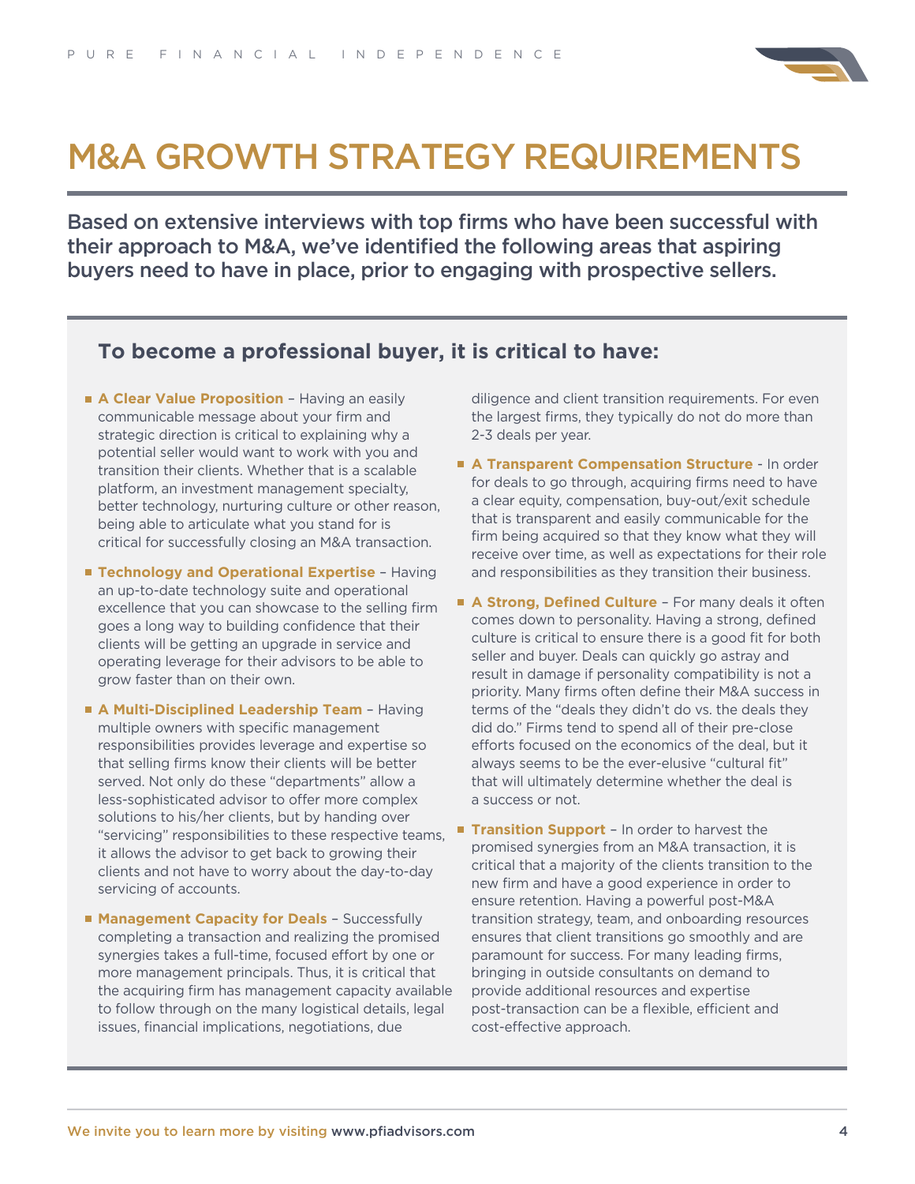# M&A GROWTH STRATEGY REQUIREMENTS

**Based on extensive interviews with top firms who have been successful with their approach to M&A, we've identified the following areas that aspiring buyers need to have in place, prior to engaging with prospective sellers.**

## To become a professional buyer, it is critical to have:

- **A Clear Value Proposition** – Having an easily communicable message about your firm and strategic direction is critical to explaining why a potential seller would want to work with you and transition their clients. Whether that is a scalable platform, an investment management specialty, better technology, nurturing culture or other reason, being able to articulate what you stand for is critical for successfully closing an M&A transaction.

- **Technology and Operational Expertise** – Having an up-to-date technology suite and operational excellence that you can showcase to the selling firm goes a long way to building confidence that their clients will be getting an upgrade in service and operating leverage for their advisors to be able to grow faster than on their own.

- **A Multi-Disciplined Leadership Team** – Having multiple owners with specific management responsibilities provides leverage and expertise so that selling firms know their clients will be better served. Not only do these "departments" allow a less-sophisticated advisor to offer more complex solutions to his/her clients, but by handing over "servicing" responsibilities to these respective teams, it allows the advisor to get back to growing their clients and not have to worry about the day-to-day servicing of accounts.

- **Management Capacity for Deals** – Successfully completing a transaction and realizing the promised synergies takes a full-time, focused effort by one or more management principals. Thus, it is critical that the acquiring firm has management capacity available to follow through on the many logistical details, legal issues, financial implications, negotiations, due diligence and client transition requirements. For even the largest firms, they typically do not do more than 2-3 deals per year.

- **A Transparent Compensation Structure** - In order for deals to go through, acquiring firms need to have a clear equity, compensation, buy-out/exit schedule that is transparent and easily communicable for the firm being acquired so that they know what they will receive over time, as well as expectations for their role and responsibilities as they transition their business.

- **A Strong, Defined Culture** – For many deals it often comes down to personality. Having a strong, defined culture is critical to ensure there is a good fit for both seller and buyer. Deals can quickly go astray and result in damage if personality compatibility is not a priority. Many firms often define their M&A success in terms of the "deals they didn't do vs. the deals they did do." Firms tend to spend all of their pre-close efforts focused on the economics of the deal, but it always seems to be the ever-elusive "cultural fit" that will ultimately determine whether the deal is a success or not.

- **Transition Support** – In order to harvest the promised synergies from an M&A transaction, it is critical that a majority of the clients transition to the new firm and have a good experience in order to ensure retention. Having a powerful post-M&A transition strategy, team, and onboarding resources ensures that client transitions go smoothly and are paramount for success. For many leading firms, bringing in outside consultants on demand to provide additional resources and expertise post-transaction can be a flexible, efficient and cost-effective approach.

We invite you to learn more by visiting www.pfiadvisors.com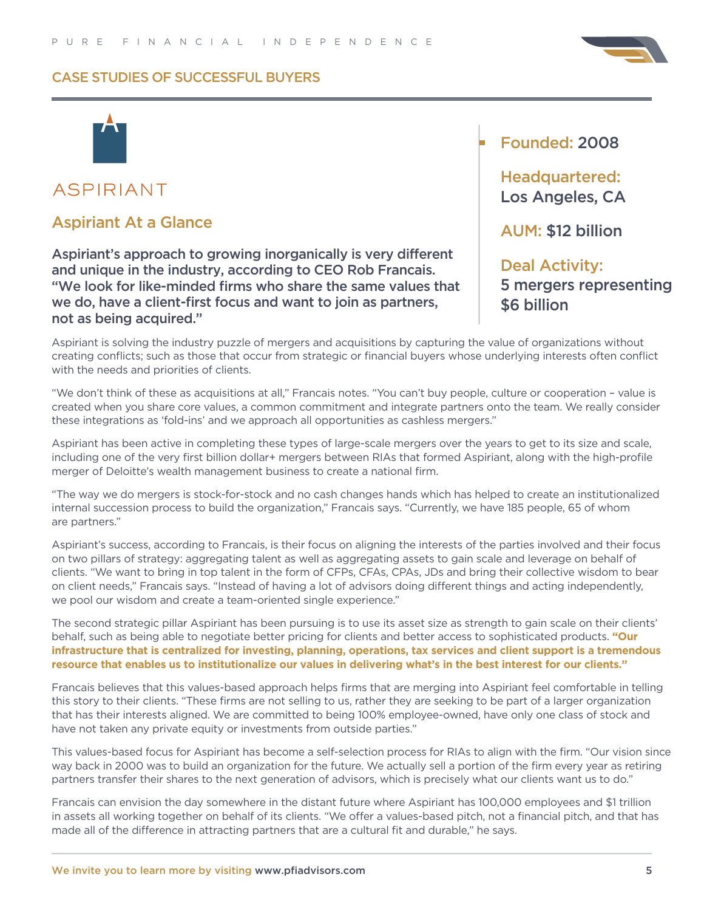## CASE STUDIES OF SUCCESSFUL BUYERS

# ASPIRIANT

## Aspiriant At a Glance

**Aspiriant's approach to growing inorganically is very different and unique in the industry, according to CEO Rob Francais. "We look for like-minded firms who share the same values that we do, have a client-first focus and want to join as partners, not as being acquired."**

**Founded:** 2008

**Headquartered:** Los Angeles, CA

**AUM:** $12 billion

**Deal Activity:** 5 mergers representing $6 billion

Aspiriant is solving the industry puzzle of mergers and acquisitions by capturing the value of organizations without creating conflicts; such as those that occur from strategic or financial buyers whose underlying interests often conflict with the needs and priorities of clients.

"We don't think of these as acquisitions at all," Francais notes. "You can't buy people, culture or cooperation – value is created when you share core values, a common commitment and integrate partners onto the team. We really consider these integrations as 'fold-ins' and we approach all opportunities as cashless mergers."

Aspiriant has been active in completing these types of large-scale mergers over the years to get to its size and scale, including one of the very first billion dollar+ mergers between RIAs that formed Aspiriant, along with the high-profile merger of Deloitte's wealth management business to create a national firm.

"The way we do mergers is stock-for-stock and no cash changes hands which has helped to create an institutionalized internal succession process to build the organization," Francais says. "Currently, we have 185 people, 65 of whom are partners."

Aspiriant's success, according to Francais, is their focus on aligning the interests of the parties involved and their focus on two pillars of strategy: aggregating talent as well as aggregating assets to gain scale and leverage on behalf of clients. "We want to bring in top talent in the form of CFPs, CFAs, CPAs, JDs and bring their collective wisdom to bear on client needs," Francais says. "Instead of having a lot of advisors doing different things and acting independently, we pool our wisdom and create a team-oriented single experience."

The second strategic pillar Aspiriant has been pursuing is to use its asset size as strength to gain scale on their clients' behalf, such as being able to negotiate better pricing for clients and better access to sophisticated products. **"Our infrastructure that is centralized for investing, planning, operations, tax services and client support is a tremendous resource that enables us to institutionalize our values in delivering what's in the best interest for our clients."**

Francais believes that this values-based approach helps firms that are merging into Aspiriant feel comfortable in telling this story to their clients. "These firms are not selling to us, rather they are seeking to be part of a larger organization that has their interests aligned. We are committed to being 100% employee-owned, have only one class of stock and have not taken any private equity or investments from outside parties."

This values-based focus for Aspiriant has become a self-selection process for RIAs to align with the firm. "Our vision since way back in 2000 was to build an organization for the future. We actually sell a portion of the firm every year as retiring partners transfer their shares to the next generation of advisors, which is precisely what our clients want us to do."

Francais can envision the day somewhere in the distant future where Aspiriant has 100,000 employees and $1 trillion in assets all working together on behalf of its clients. "We offer a values-based pitch, not a financial pitch, and that has made all of the difference in attracting partners that are a cultural fit and durable," he says.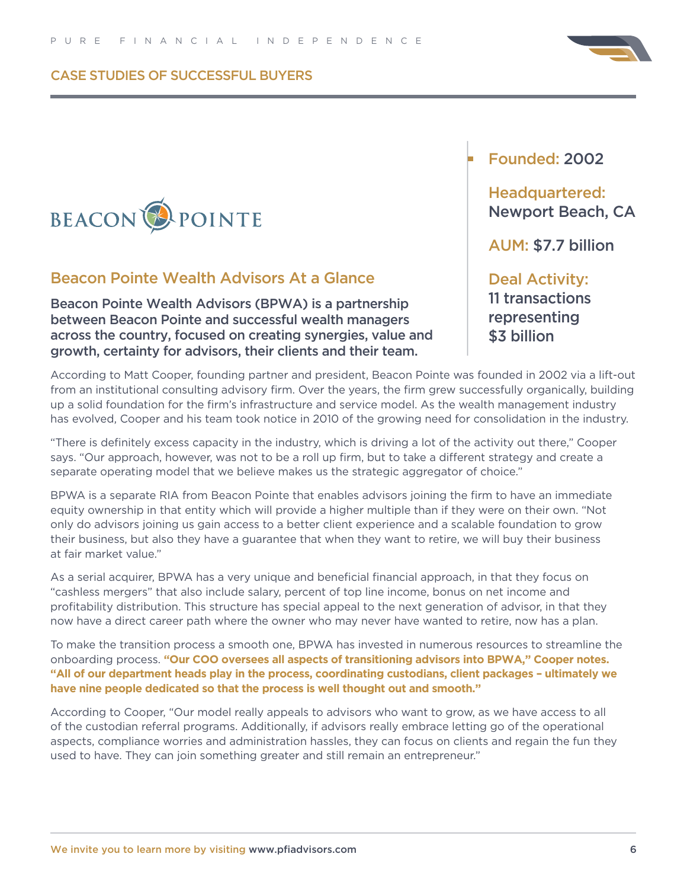## CASE STUDIES OF SUCCESSFUL BUYERS

BEACON POINTE

### Beacon Pointe Wealth Advisors At a Glance

**Beacon Pointe Wealth Advisors (BPWA) is a partnership between Beacon Pointe and successful wealth managers across the country, focused on creating synergies, value and growth, certainty for advisors, their clients and their team.**

- **Founded:** 2002
- **Headquartered:** Newport Beach, CA
- **AUM:** $7.7 billion
- **Deal Activity:** 11 transactions representing $3 billion

According to Matt Cooper, founding partner and president, Beacon Pointe was founded in 2002 via a lift-out from an institutional consulting advisory firm. Over the years, the firm grew successfully organically, building up a solid foundation for the firm's infrastructure and service model. As the wealth management industry has evolved, Cooper and his team took notice in 2010 of the growing need for consolidation in the industry.

"There is definitely excess capacity in the industry, which is driving a lot of the activity out there," Cooper says. "Our approach, however, was not to be a roll up firm, but to take a different strategy and create a separate operating model that we believe makes us the strategic aggregator of choice."

BPWA is a separate RIA from Beacon Pointe that enables advisors joining the firm to have an immediate equity ownership in that entity which will provide a higher multiple than if they were on their own. "Not only do advisors joining us gain access to a better client experience and a scalable foundation to grow their business, but also they have a guarantee that when they want to retire, we will buy their business at fair market value."

As a serial acquirer, BPWA has a very unique and beneficial financial approach, in that they focus on "cashless mergers" that also include salary, percent of top line income, bonus on net income and profitability distribution. This structure has special appeal to the next generation of advisor, in that they now have a direct career path where the owner who may never have wanted to retire, now has a plan.

To make the transition process a smooth one, BPWA has invested in numerous resources to streamline the onboarding process. **"Our COO oversees all aspects of transitioning advisors into BPWA," Cooper notes. "All of our department heads play in the process, coordinating custodians, client packages – ultimately we have nine people dedicated so that the process is well thought out and smooth."**

According to Cooper, "Our model really appeals to advisors who want to grow, as we have access to all of the custodian referral programs. Additionally, if advisors really embrace letting go of the operational aspects, compliance worries and administration hassles, they can focus on clients and regain the fun they used to have. They can join something greater and still remain an entrepreneur."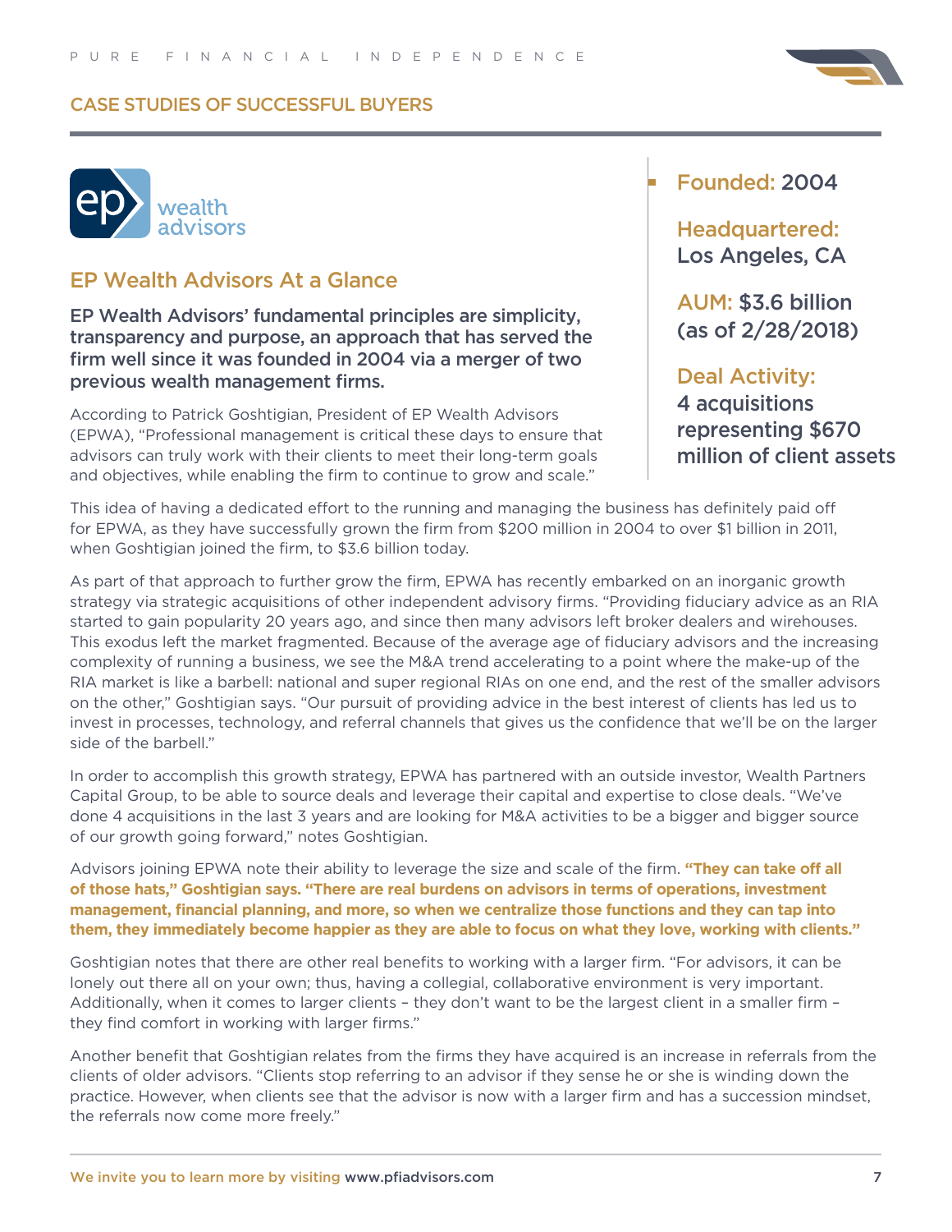## CASE STUDIES OF SUCCESSFUL BUYERS

ep wealth advisors

### EP Wealth Advisors At a Glance

**EP Wealth Advisors' fundamental principles are simplicity, transparency and purpose, an approach that has served the firm well since it was founded in 2004 via a merger of two previous wealth management firms.**

According to Patrick Goshtigian, President of EP Wealth Advisors (EPWA), "Professional management is critical these days to ensure that advisors can truly work with their clients to meet their long-term goals and objectives, while enabling the firm to continue to grow and scale."

**Founded:** 2004

**Headquartered:** Los Angeles, CA

**AUM:** $3.6 billion (as of 2/28/2018)

**Deal Activity:** 4 acquisitions representing $670 million of client assets

This idea of having a dedicated effort to the running and managing the business has definitely paid off for EPWA, as they have successfully grown the firm from $200 million in 2004 to over $1 billion in 2011, when Goshtigian joined the firm, to $3.6 billion today.

As part of that approach to further grow the firm, EPWA has recently embarked on an inorganic growth strategy via strategic acquisitions of other independent advisory firms. "Providing fiduciary advice as an RIA started to gain popularity 20 years ago, and since then many advisors left broker dealers and wirehouses. This exodus left the market fragmented. Because of the average age of fiduciary advisors and the increasing complexity of running a business, we see the M&A trend accelerating to a point where the make-up of the RIA market is like a barbell: national and super regional RIAs on one end, and the rest of the smaller advisors on the other," Goshtigian says. "Our pursuit of providing advice in the best interest of clients has led us to invest in processes, technology, and referral channels that gives us the confidence that we'll be on the larger side of the barbell."

In order to accomplish this growth strategy, EPWA has partnered with an outside investor, Wealth Partners Capital Group, to be able to source deals and leverage their capital and expertise to close deals. "We've done 4 acquisitions in the last 3 years and are looking for M&A activities to be a bigger and bigger source of our growth going forward," notes Goshtigian.

Advisors joining EPWA note their ability to leverage the size and scale of the firm. **"They can take off all of those hats," Goshtigian says. "There are real burdens on advisors in terms of operations, investment management, financial planning, and more, so when we centralize those functions and they can tap into them, they immediately become happier as they are able to focus on what they love, working with clients."**

Goshtigian notes that there are other real benefits to working with a larger firm. "For advisors, it can be lonely out there all on your own; thus, having a collegial, collaborative environment is very important. Additionally, when it comes to larger clients – they don't want to be the largest client in a smaller firm – they find comfort in working with larger firms."

Another benefit that Goshtigian relates from the firms they have acquired is an increase in referrals from the clients of older advisors. "Clients stop referring to an advisor if they sense he or she is winding down the practice. However, when clients see that the advisor is now with a larger firm and has a succession mindset, the referrals now come more freely."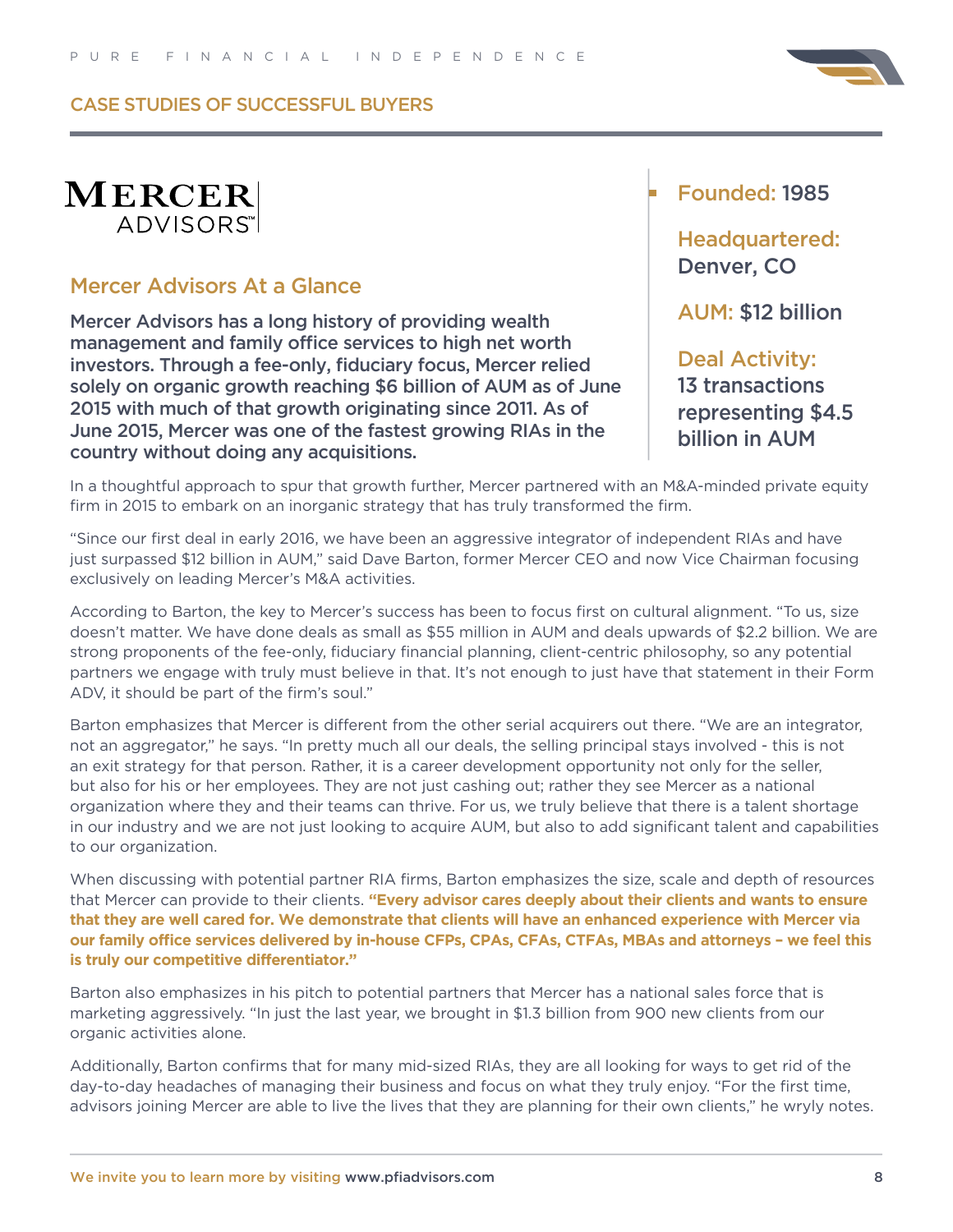## CASE STUDIES OF SUCCESSFUL BUYERS

**MERCER ADVISORS**™

### Mercer Advisors At a Glance

**Mercer Advisors has a long history of providing wealth management and family office services to high net worth investors. Through a fee-only, fiduciary focus, Mercer relied solely on organic growth reaching $6 billion of AUM as of June 2015 with much of that growth originating since 2011. As of June 2015, Mercer was one of the fastest growing RIAs in the country without doing any acquisitions.**

**Founded:** 1985

**Headquartered:** Denver, CO

**AUM:** $12 billion

**Deal Activity:** 13 transactions representing $4.5 billion in AUM

In a thoughtful approach to spur that growth further, Mercer partnered with an M&A-minded private equity firm in 2015 to embark on an inorganic strategy that has truly transformed the firm.

"Since our first deal in early 2016, we have been an aggressive integrator of independent RIAs and have just surpassed $12 billion in AUM," said Dave Barton, former Mercer CEO and now Vice Chairman focusing exclusively on leading Mercer's M&A activities.

According to Barton, the key to Mercer's success has been to focus first on cultural alignment. "To us, size doesn't matter. We have done deals as small as $55 million in AUM and deals upwards of $2.2 billion. We are strong proponents of the fee-only, fiduciary financial planning, client-centric philosophy, so any potential partners we engage with truly must believe in that. It's not enough to just have that statement in their Form ADV, it should be part of the firm's soul."

Barton emphasizes that Mercer is different from the other serial acquirers out there. "We are an integrator, not an aggregator," he says. "In pretty much all our deals, the selling principal stays involved - this is not an exit strategy for that person. Rather, it is a career development opportunity not only for the seller, but also for his or her employees. They are not just cashing out; rather they see Mercer as a national organization where they and their teams can thrive. For us, we truly believe that there is a talent shortage in our industry and we are not just looking to acquire AUM, but also to add significant talent and capabilities to our organization.

When discussing with potential partner RIA firms, Barton emphasizes the size, scale and depth of resources that Mercer can provide to their clients. **"Every advisor cares deeply about their clients and wants to ensure that they are well cared for. We demonstrate that clients will have an enhanced experience with Mercer via our family office services delivered by in-house CFPs, CPAs, CFAs, CTFAs, MBAs and attorneys – we feel this is truly our competitive differentiator."**

Barton also emphasizes in his pitch to potential partners that Mercer has a national sales force that is marketing aggressively. "In just the last year, we brought in $1.3 billion from 900 new clients from our organic activities alone.

Additionally, Barton confirms that for many mid-sized RIAs, they are all looking for ways to get rid of the day-to-day headaches of managing their business and focus on what they truly enjoy. "For the first time, advisors joining Mercer are able to live the lives that they are planning for their own clients," he wryly notes.

We invite you to learn more by visiting www.pfiadvisors.com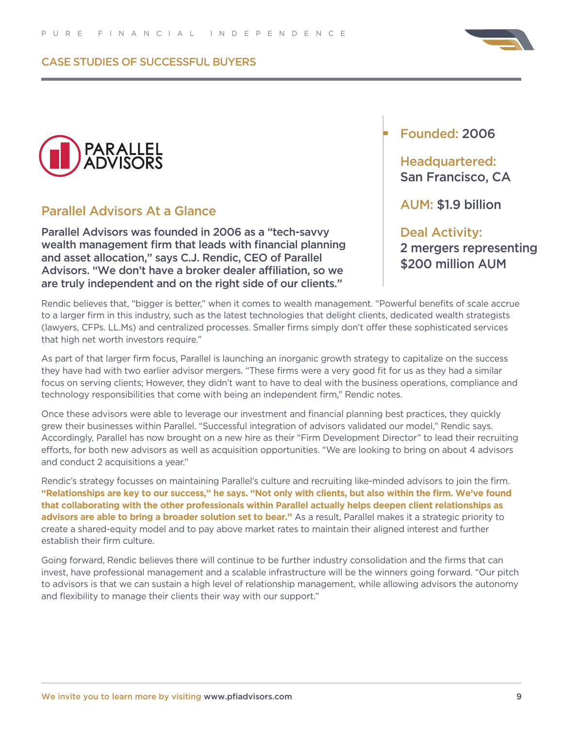## CASE STUDIES OF SUCCESSFUL BUYERS

PARALLEL ADVISORS

### Parallel Advisors At a Glance

**Parallel Advisors was founded in 2006 as a "tech-savvy wealth management firm that leads with financial planning and asset allocation," says C.J. Rendic, CEO of Parallel Advisors. "We don't have a broker dealer affiliation, so we are truly independent and on the right side of our clients."**

**Founded:** 2006

**Headquartered:** San Francisco, CA

**AUM:** $1.9 billion

**Deal Activity:** 2 mergers representing $200 million AUM

Rendic believes that, "bigger is better," when it comes to wealth management. "Powerful benefits of scale accrue to a larger firm in this industry, such as the latest technologies that delight clients, dedicated wealth strategists (lawyers, CFPs. LL.Ms) and centralized processes. Smaller firms simply don't offer these sophisticated services that high net worth investors require."

As part of that larger firm focus, Parallel is launching an inorganic growth strategy to capitalize on the success they have had with two earlier advisor mergers. "These firms were a very good fit for us as they had a similar focus on serving clients; However, they didn't want to have to deal with the business operations, compliance and technology responsibilities that come with being an independent firm," Rendic notes.

Once these advisors were able to leverage our investment and financial planning best practices, they quickly grew their businesses within Parallel. "Successful integration of advisors validated our model," Rendic says. Accordingly, Parallel has now brought on a new hire as their "Firm Development Director" to lead their recruiting efforts, for both new advisors as well as acquisition opportunities. "We are looking to bring on about 4 advisors and conduct 2 acquisitions a year."

Rendic's strategy focusses on maintaining Parallel's culture and recruiting like-minded advisors to join the firm. **"Relationships are key to our success," he says. "Not only with clients, but also within the firm. We've found that collaborating with the other professionals within Parallel actually helps deepen client relationships as advisors are able to bring a broader solution set to bear."** As a result, Parallel makes it a strategic priority to create a shared-equity model and to pay above market rates to maintain their aligned interest and further establish their firm culture.

Going forward, Rendic believes there will continue to be further industry consolidation and the firms that can invest, have professional management and a scalable infrastructure will be the winners going forward. "Our pitch to advisors is that we can sustain a high level of relationship management, while allowing advisors the autonomy and flexibility to manage their clients their way with our support."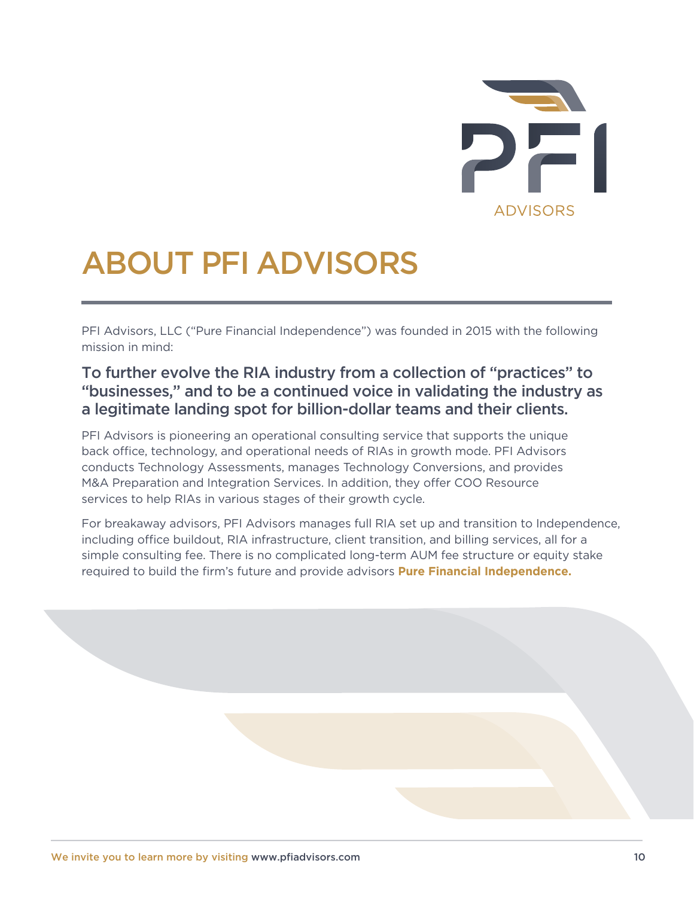PFI ADVISORS

# ABOUT PFI ADVISORS

PFI Advisors, LLC ("Pure Financial Independence") was founded in 2015 with the following mission in mind:

### To further evolve the RIA industry from a collection of "practices" to "businesses," and to be a continued voice in validating the industry as a legitimate landing spot for billion-dollar teams and their clients.

PFI Advisors is pioneering an operational consulting service that supports the unique back office, technology, and operational needs of RIAs in growth mode. PFI Advisors conducts Technology Assessments, manages Technology Conversions, and provides M&A Preparation and Integration Services. In addition, they offer COO Resource services to help RIAs in various stages of their growth cycle.

For breakaway advisors, PFI Advisors manages full RIA set up and transition to Independence, including office buildout, RIA infrastructure, client transition, and billing services, all for a simple consulting fee. There is no complicated long-term AUM fee structure or equity stake required to build the firm's future and provide advisors **Pure Financial Independence.**

We invite you to learn more by visiting www.pfiadvisors.com